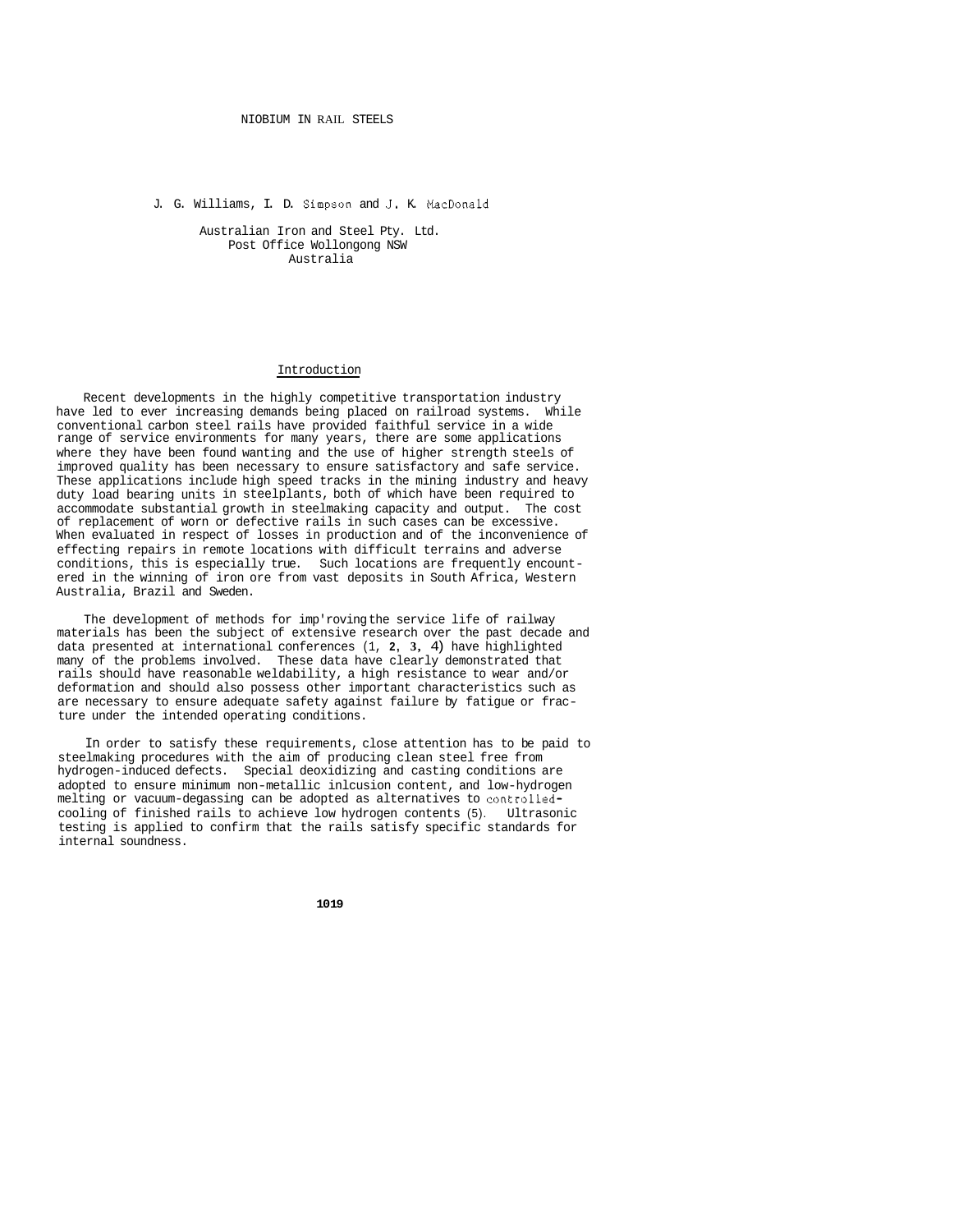# NIOBIUM IN RAIL STEELS

J. G. Williams, I. D. Simpson and J. K. MacDonald

Australian Iron and Steel Pty. Ltd.
Post Office Wollongong NSW
Australia

## Introduction

Recent developments in the highly competitive transportation industry have led to ever increasing demands being placed on railroad systems. While conventional carbon steel rails have provided faithful service in a wide range of service environments for many years, there are some applications where they have been found wanting and the use of higher strength steels of improved quality has been necessary to ensure satisfactory and safe service. These applications include high speed tracks in the mining industry and heavy duty load bearing units in steelplants, both of which have been required to accommodate substantial growth in steelmaking capacity and output. The cost of replacement of worn or defective rails in such cases can be excessive. When evaluated in respect of losses in production and of the inconvenience of effecting repairs in remote locations with difficult terrains and adverse conditions, this is especially true. Such locations are frequently encountered in the winning of iron ore from vast deposits in South Africa, Western Australia, Brazil and Sweden.

The development of methods for imp'roving the service life of railway materials has been the subject of extensive research over the past decade and data presented at international conferences (1, 2, 3, 4) have highlighted many of the problems involved. These data have clearly demonstrated that rails should have reasonable weldability, a high resistance to wear and/or deformation and should also possess other important characteristics such as are necessary to ensure adequate safety against failure by fatigue or fracture under the intended operating conditions.

In order to satisfy these requirements, close attention has to be paid to steelmaking procedures with the aim of producing clean steel free from hydrogen-induced defects. Special deoxidizing and casting conditions are adopted to ensure minimum non-metallic inlcusion content, and low-hydrogen melting or vacuum-degassing can be adopted as alternatives to controlled-cooling of finished rails to achieve low hydrogen contents (5). Ultrasonic testing is applied to confirm that the rails satisfy specific standards for internal soundness.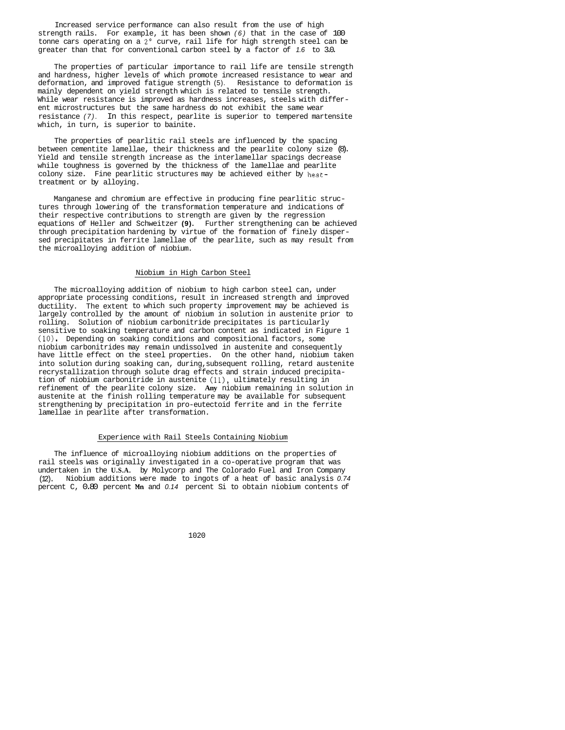Increased service performance can also result from the use of high strength rails. For example, it has been shown (6) that in the case of 100 tonne cars operating on a 2° curve, rail life for high strength steel can be greater than that for conventional carbon steel by a factor of 1.6 to 3.0.

The properties of particular importance to rail life are tensile strength and hardness, higher levels of which promote increased resistance to wear and deformation, and improved fatigue strength (5). Resistance to deformation is mainly dependent on yield strength which is related to tensile strength. While wear resistance is improved as hardness increases, steels with different microstructures but the same hardness do not exhibit the same wear resistance (7). In this respect, pearlite is superior to tempered martensite which, in turn, is superior to bainite.

The properties of pearlitic rail steels are influenced by the spacing between cementite lamellae, their thickness and the pearlite colony size (8). Yield and tensile strength increase as the interlamellar spacings decrease while toughness is governed by the thickness of the lamellae and pearlite colony size. Fine pearlitic structures may be achieved either by heat-treatment or by alloying.

Manganese and chromium are effective in producing fine pearlitic structures through lowering of the transformation temperature and indications of their respective contributions to strength are given by the regression equations of Heller and Schweitzer (9). Further strengthening can be achieved through precipitation hardening by virtue of the formation of finely dispersed precipitates in ferrite lamellae of the pearlite, such as may result from the microalloying addition of niobium.

## Niobium in High Carbon Steel

The microalloying addition of niobium to high carbon steel can, under appropriate processing conditions, result in increased strength and improved ductility. The extent to which such property improvement may be achieved is largely controlled by the amount of niobium in solution in austenite prior to rolling. Solution of niobium carbonitride precipitates is particularly sensitive to soaking temperature and carbon content as indicated in Figure 1 (10). Depending on soaking conditions and compositional factors, some niobium carbonitrides may remain undissolved in austenite and consequently have little effect on the steel properties. On the other hand, niobium taken into solution during soaking can, during, subsequent rolling, retard austenite recrystallization through solute drag effects and strain induced precipitation of niobium carbonitride in austenite (11), ultimately resulting in refinement of the pearlite colony size. Any niobium remaining in solution in austenite at the finish rolling temperature may be available for subsequent strengthening by precipitation in pro-eutectoid ferrite and in the ferrite lamellae in pearlite after transformation.

## Experience with Rail Steels Containing Niobium

The influence of microalloying niobium additions on the properties of rail steels was originally investigated in a co-operative program that was undertaken in the U.S.A. by Molycorp and The Colorado Fuel and Iron Company (12). Niobium additions were made to ingots of a heat of basic analysis 0.74 percent C, 0.80 percent Mn and 0.14 percent Si to obtain niobium contents of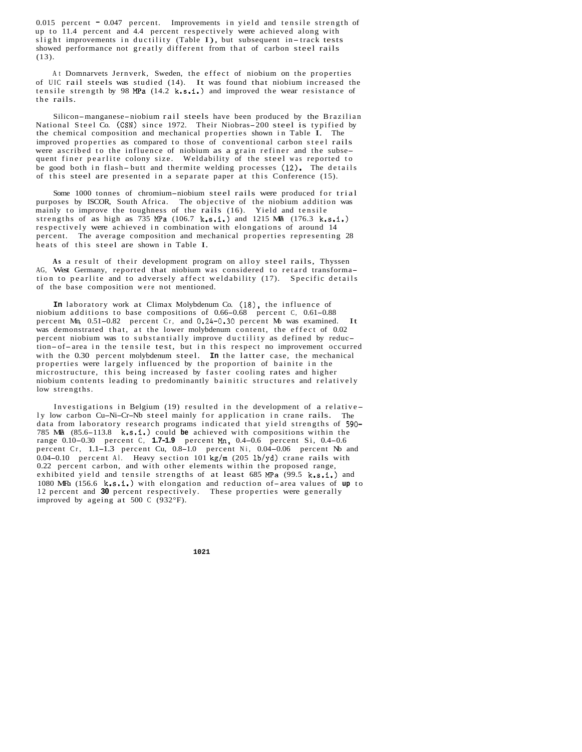0.015 percent - 0.047 percent. Improvements in yield and tensile strength of up to 11.4 percent and 4.4 percent respectively were achieved along with slight improvements in ductility (Table I), but subsequent in-track tests showed performance not greatly different from that of carbon steel rails (13).

At Domnarvets Jernverk, Sweden, the effect of niobium on the properties of UIC rail steels was studied (14). It was found that niobium increased the tensile strength by 98 MPa (14.2 k.s.i.) and improved the wear resistance of the rails.

Silicon-manganese-niobium rail steels have been produced by the Brazilian National Steel Co. (CSN) since 1972. Their Niobras-200 steel is typified by the chemical composition and mechanical properties shown in Table I. The improved properties as compared to those of conventional carbon steel rails were ascribed to the influence of niobium as a grain refiner and the subsequent finer pearlite colony size. Weldability of the steel was reported to be good both in flash-butt and thermite welding processes (12). The details of this steel are presented in a separate paper at this Conference (15).

Some 1000 tonnes of chromium-niobium steel rails were produced for trial purposes by ISCOR, South Africa. The objective of the niobium addition was mainly to improve the toughness of the rails (16). Yield and tensile strengths of as high as 735 MPa (106.7 k.s.i.) and 1215 MPa (176.3 k.s.i.) respectively were achieved in combination with elongations of around 14 percent. The average composition and mechanical properties representing 28 heats of this steel are shown in Table I.

As a result of their development program on alloy steel rails, Thyssen AG, West Germany, reported that niobium was considered to retard transformation to pearlite and to adversely affect weldability (17). Specific details of the base composition were not mentioned.

In laboratory work at Climax Molybdenum Co. (18), the influence of niobium additions to base compositions of 0.66-0.68 percent C, 0.61-0.88 percent Mn, 0.51-0.82 percent Cr, and 0.24-0.30 percent Mo was examined. It was demonstrated that, at the lower molybdenum content, the effect of 0.02 percent niobium was to substantially improve ductility as defined by reduction-of-area in the tensile test, but in this respect no improvement occurred with the 0.30 percent molybdenum steel. In the latter case, the mechanical properties were largely influenced by the proportion of bainite in the microstructure, this being increased by faster cooling rates and higher niobium contents leading to predominantly bainitic structures and relatively low strengths.

Investigations in Belgium (19) resulted in the development of a relatively low carbon Cu-Ni-Cr-Nb steel mainly for application in crane rails. The data from laboratory research programs indicated that yield strengths of 590-785 MPa (85.6-113.8 k.s.i.) could be achieved with compositions within the range 0.10-0.30 percent C, 1.7-1.9 percent Mn, 0.4-0.6 percent Si, 0.4-0.6 percent Cr, 1.1-1.3 percent Cu, 0.8-1.0 percent Ni, 0.04-0.06 percent Nb and 0.04-0.10 percent Al. Heavy section 101 kg/m (205 lb/yd) crane rails with 0.22 percent carbon, and with other elements within the proposed range, exhibited yield and tensile strengths of at least 685 MPa (99.5 k.s.i.) and 1080 MPa (156.6 k.s.i.) with elongation and reduction of-area values of up to 12 percent and 30 percent respectively. These properties were generally improved by ageing at 500 C (932°F).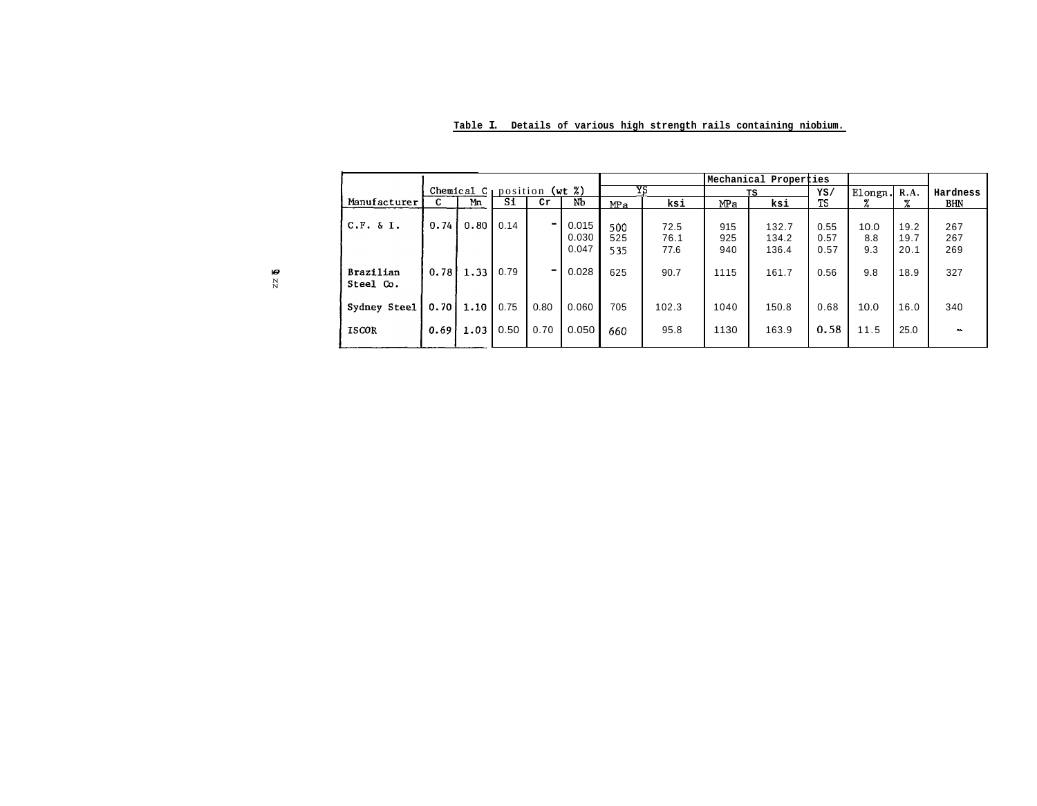**Table I. Details of various high strength rails containing niobium.**

| Manufacturer | Chemical Composition (wt %) | | | | | Mechanical Properties | | | | | | | Hardness |
|---|---|---|---|---|---|---|---|---|---|---|---|---|---|
| | C | Mn | Si | Cr | Nb | YS MPa | YS ksi | TS MPa | TS ksi | YS/TS | Elongn. % | R.A. % | BHN |
| C.F. & I. | 0.74 | 0.80 | 0.14 | - | 0.015 | 500 | 72.5 | 915 | 132.7 | 0.55 | 10.0 | 19.2 | 267 |
| | | | | | 0.030 | 525 | 76.1 | 925 | 134.2 | 0.57 | 8.8 | 19.7 | 267 |
| | | | | | 0.047 | 535 | 77.6 | 940 | 136.4 | 0.57 | 9.3 | 20.1 | 269 |
| Brazilian Steel Co. | 0.78 | 1.33 | 0.79 | - | 0.028 | 625 | 90.7 | 1115 | 161.7 | 0.56 | 9.8 | 18.9 | 327 |
| Sydney Steel | 0.70 | 1.10 | 0.75 | 0.80 | 0.060 | 705 | 102.3 | 1040 | 150.8 | 0.68 | 10.0 | 16.0 | 340 |
| ISCOR | 0.69 | 1.03 | 0.50 | 0.70 | 0.050 | 660 | 95.8 | 1130 | 163.9 | 0.58 | 11.5 | 25.0 | - |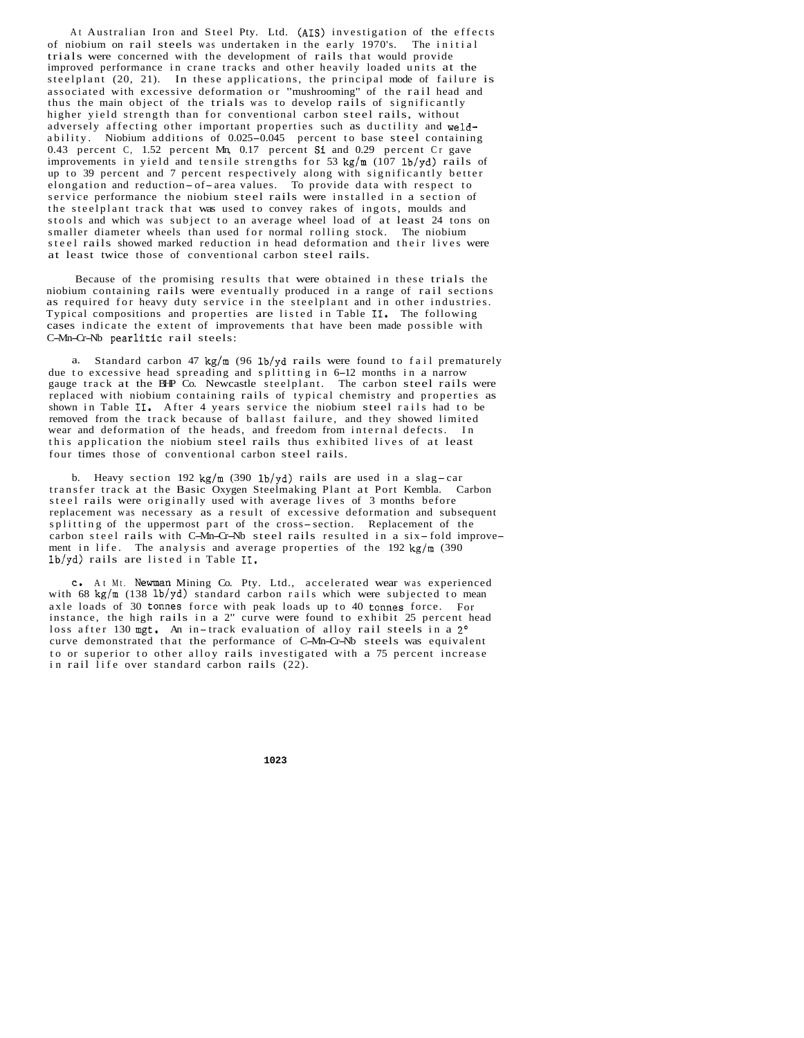At Australian Iron and Steel Pty. Ltd. (AIS) investigation of the effects of niobium on rail steels was undertaken in the early 1970's. The initial trials were concerned with the development of rails that would provide improved performance in crane tracks and other heavily loaded units at the steelplant (20, 21). In these applications, the principal mode of failure is associated with excessive deformation or "mushrooming" of the rail head and thus the main object of the trials was to develop rails of significantly higher yield strength than for conventional carbon steel rails, without adversely affecting other important properties such as ductility and weldability. Niobium additions of 0.025–0.045 percent to base steel containing 0.43 percent C, 1.52 percent Mn, 0.17 percent Si and 0.29 percent Cr gave improvements in yield and tensile strengths for 53 kg/m (107 lb/yd) rails of up to 39 percent and 7 percent respectively along with significantly better elongation and reduction–of–area values. To provide data with respect to service performance the niobium steel rails were installed in a section of the steelplant track that was used to convey rakes of ingots, moulds and stools and which was subject to an average wheel load of at least 24 tons on smaller diameter wheels than used for normal rolling stock. The niobium steel rails showed marked reduction in head deformation and their lives were at least twice those of conventional carbon steel rails.

Because of the promising results that were obtained in these trials the niobium containing rails were eventually produced in a range of rail sections as required for heavy duty service in the steelplant and in other industries. Typical compositions and properties are listed in Table II. The following cases indicate the extent of improvements that have been made possible with C–Mn–Cr–Nb pearlitic rail steels:

a. Standard carbon 47 kg/m (96 lb/yd rails were found to fail prematurely due to excessive head spreading and splitting in 6–12 months in a narrow gauge track at the BHP Co. Newcastle steelplant. The carbon steel rails were replaced with niobium containing rails of typical chemistry and properties as shown in Table II. After 4 years service the niobium steel rails had to be removed from the track because of ballast failure, and they showed limited wear and deformation of the heads, and freedom from internal defects. In this application the niobium steel rails thus exhibited lives of at least four times those of conventional carbon steel rails.

b. Heavy section 192 kg/m (390 lb/yd) rails are used in a slag–car transfer track at the Basic Oxygen Steelmaking Plant at Port Kembla. Carbon steel rails were originally used with average lives of 3 months before replacement was necessary as a result of excessive deformation and subsequent splitting of the uppermost part of the cross–section. Replacement of the carbon steel rails with C–Mn–Cr–Nb steel rails resulted in a six–fold improvement in life. The analysis and average properties of the 192 kg/m (390 lb/yd) rails are listed in Table II.

c. At Mt. Newman Mining Co. Pty. Ltd., accelerated wear was experienced with 68 kg/m (138 lb/yd) standard carbon rails which were subjected to mean axle loads of 30 tonnes force with peak loads up to 40 tonnes force. For instance, the high rails in a 2" curve were found to exhibit 25 percent head loss after 130 mgt. An in–track evaluation of alloy rail steels in a 2° curve demonstrated that the performance of C–Mn–Cr–Nb steels was equivalent to or superior to other alloy rails investigated with a 75 percent increase in rail life over standard carbon rails (22).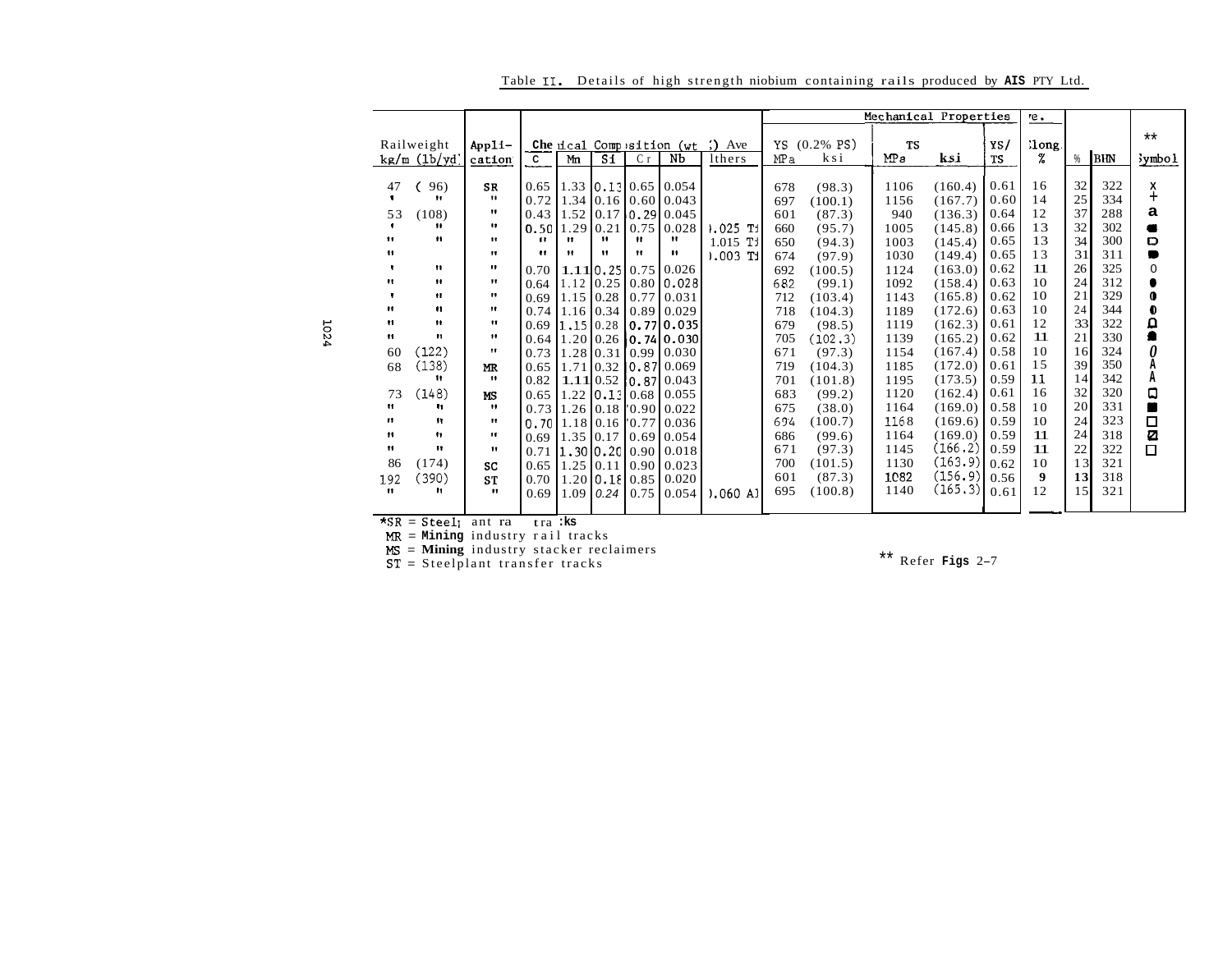Table II. Details of high strength niobium containing rails produced by **AIS** PTY Ltd.

| Railweight kg/m (lb/yd) | Application* | Chemical Composition (wt %) Ave C | Mn | Si | Cr | Nb | Others | Mechanical Properties YS (0.2% PS) MPa | ksi | TS MPa | ksi | YS/TS | Elong. % | RA % | BHN | Symbol** |
|---|---|---|---|---|---|---|---|---|---|---|---|---|---|---|---|---|
| 47 (96) | SR | 0.65 | 1.33 | 0.13 | 0.65 | 0.054 | | 678 | (98.3) | 1106 | (160.4) | 0.61 | 16 | 32 | 322 | x |
| " " | " | 0.72 | 1.34 | 0.16 | 0.60 | 0.043 | | 697 | (100.1) | 1156 | (167.7) | 0.60 | 14 | 25 | 334 | + |
| 53 (108) | " | 0.43 | 1.52 | 0.17 | 0.29 | 0.045 | | 601 | (87.3) | 940 | (136.3) | 0.64 | 12 | 37 | 288 | a |
| " " | " | 0.50 | 1.29 | 0.21 | 0.75 | 0.028 | 0.025 Ti | 660 | (95.7) | 1005 | (145.8) | 0.66 | 13 | 32 | 302 | ■ |
| " " | " | " | " | " | " | " | 1.015 Ti | 650 | (94.3) | 1003 | (145.4) | 0.65 | 13 | 34 | 300 | ◘ |
| " | " | " | " | " | " | " | 0.003 Ti | 674 | (97.9) | 1030 | (149.4) | 0.65 | 13 | 31 | 311 | ■ |
| " " | " | 0.70 | 1.11 | 0.25 | 0.75 | 0.026 | | 692 | (100.5) | 1124 | (163.0) | 0.62 | 11 | 26 | 325 | 0 |
| " " | " | 0.64 | 1.12 | 0.25 | 0.80 | 0.028 | | 682 | (99.1) | 1092 | (158.4) | 0.63 | 10 | 24 | 312 | ● |
| " " | " | 0.69 | 1.15 | 0.28 | 0.77 | 0.031 | | 712 | (103.4) | 1143 | (165.8) | 0.62 | 10 | 21 | 329 | ◐ |
| " " | " | 0.74 | 1.16 | 0.34 | 0.89 | 0.029 | | 718 | (104.3) | 1189 | (172.6) | 0.63 | 10 | 24 | 344 | ◐ |
| " " | " | 0.69 | 1.15 | 0.28 | 0.77 | 0.035 | | 679 | (98.5) | 1119 | (162.3) | 0.61 | 12 | 33 | 322 | ◘ |
| " " | " | 0.64 | 1.20 | 0.26 | 0.74 | 0.030 | | 705 | (102.3) | 1139 | (165.2) | 0.62 | 11 | 21 | 330 | ▲ |
| 60 (122) | " | 0.73 | 1.28 | 0.31 | 0.99 | 0.030 | | 671 | (97.3) | 1154 | (167.4) | 0.58 | 10 | 16 | 324 | 0 |
| 68 (138) | MR | 0.65 | 1.71 | 0.32 | 0.87 | 0.069 | | 719 | (104.3) | 1185 | (172.0) | 0.61 | 15 | 39 | 350 | A |
| " | " | 0.82 | 1.11 | 0.52 | 0.87 | 0.043 | | 701 | (101.8) | 1195 | (173.5) | 0.59 | 11 | 14 | 342 | A |
| 73 (148) | MS | 0.65 | 1.22 | 0.13 | 0.68 | 0.055 | | 683 | (99.2) | 1120 | (162.4) | 0.61 | 16 | 32 | 320 | ◘ |
| " " | " | 0.73 | 1.26 | 0.18 | 0.90 | 0.022 | | 675 | (38.0) | 1164 | (169.0) | 0.58 | 10 | 20 | 331 | ■ |
| " " | " | 0.70 | 1.18 | 0.16 | 0.77 | 0.036 | | 694 | (100.7) | 1168 | (169.6) | 0.59 | 10 | 24 | 323 | □ |
| " " | " | 0.69 | 1.35 | 0.17 | 0.69 | 0.054 | | 686 | (99.6) | 1164 | (169.0) | 0.59 | 11 | 24 | 318 | ☒ |
| " " | " | 0.71 | 1.30 | 0.20 | 0.90 | 0.018 | | 671 | (97.3) | 1145 | (166.2) | 0.59 | 11 | 22 | 322 | □ |
| 86 (174) | SC | 0.65 | 1.25 | 0.11 | 0.90 | 0.023 | | 700 | (101.5) | 1130 | (163.9) | 0.62 | 10 | 13 | 321 | |
| 192 (390) | ST | 0.70 | 1.20 | 0.18 | 0.85 | 0.020 | | 601 | (87.3) | 1082 | (156.9) | 0.56 | 9 | 13 | 318 | |
| " " | " | 0.69 | 1.09 | 0.24 | 0.75 | 0.054 | 0.060 Al | 695 | (100.8) | 1140 | (165.3) | 0.61 | 12 | 15 | 321 | |

*SR = Steelplant rail tracks
MR = **Mining** industry rail tracks
MS = **Mining** industry stacker reclaimers
ST = Steelplant transfer tracks

** Refer **Figs** 2–7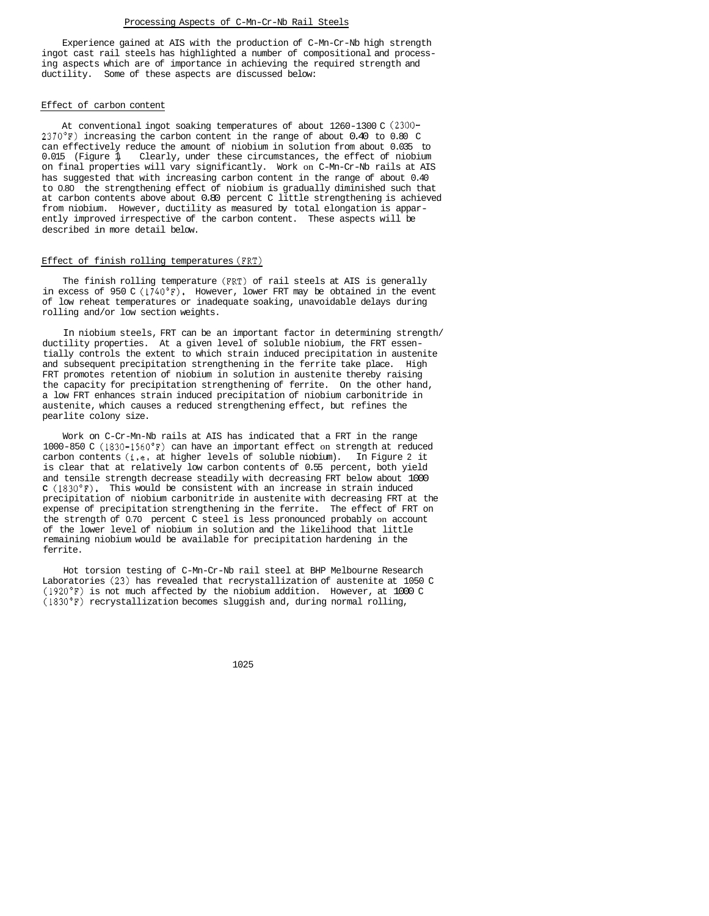## Processing Aspects of C-Mn-Cr-Nb Rail Steels

Experience gained at AIS with the production of C-Mn-Cr-Nb high strength ingot cast rail steels has highlighted a number of compositional and processing aspects which are of importance in achieving the required strength and ductility. Some of these aspects are discussed below:

### Effect of carbon content

At conventional ingot soaking temperatures of about 1260-1300 C (2300-2370°F) increasing the carbon content in the range of about 0.40 to 0.80 C can effectively reduce the amount of niobium in solution from about 0.035 to 0.015 (Figure 1). Clearly, under these circumstances, the effect of niobium on final properties will vary significantly. Work on C-Mn-Cr-Nb rails at AIS has suggested that with increasing carbon content in the range of about 0.40 to 0.80 the strengthening effect of niobium is gradually diminished such that at carbon contents above about 0.80 percent C little strengthening is achieved from niobium. However, ductility as measured by total elongation is apparently improved irrespective of the carbon content. These aspects will be described in more detail below.

### Effect of finish rolling temperatures (FRT)

The finish rolling temperature (FRT) of rail steels at AIS is generally in excess of 950 C (1740°F). However, lower FRT may be obtained in the event of low reheat temperatures or inadequate soaking, unavoidable delays during rolling and/or low section weights.

In niobium steels, FRT can be an important factor in determining strength/ductility properties. At a given level of soluble niobium, the FRT essentially controls the extent to which strain induced precipitation in austenite and subsequent precipitation strengthening in the ferrite take place. High FRT promotes retention of niobium in solution in austenite thereby raising the capacity for precipitation strengthening of ferrite. On the other hand, a low FRT enhances strain induced precipitation of niobium carbonitride in austenite, which causes a reduced strengthening effect, but refines the pearlite colony size.

Work on C-Cr-Mn-Nb rails at AIS has indicated that a FRT in the range 1000-850 C (1830-1560°F) can have an important effect on strength at reduced carbon contents (i.e. at higher levels of soluble niobium). In Figure 2 it is clear that at relatively low carbon contents of 0.55 percent, both yield and tensile strength decrease steadily with decreasing FRT below about 1000 C (1830°F). This would be consistent with an increase in strain induced precipitation of niobium carbonitride in austenite with decreasing FRT at the expense of precipitation strengthening in the ferrite. The effect of FRT on the strength of 0.70 percent C steel is less pronounced probably on account of the lower level of niobium in solution and the likelihood that little remaining niobium would be available for precipitation hardening in the ferrite.

Hot torsion testing of C-Mn-Cr-Nb rail steel at BHP Melbourne Research Laboratories (23) has revealed that recrystallization of austenite at 1050 C (1920°F) is not much affected by the niobium addition. However, at 1000 C (1830°F) recrystallization becomes sluggish and, during normal rolling,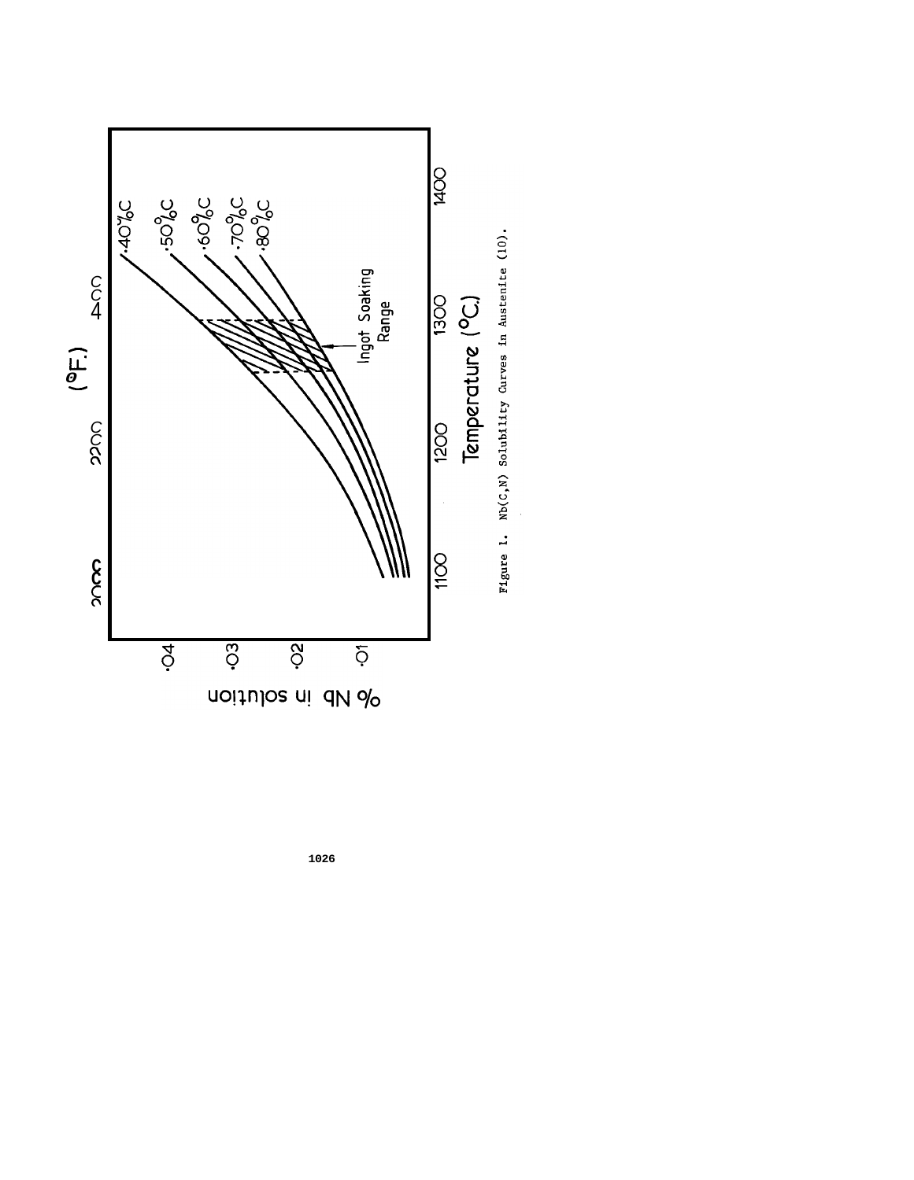Figure 1. Nb(C,N) Solubility Curves in Austenite (10).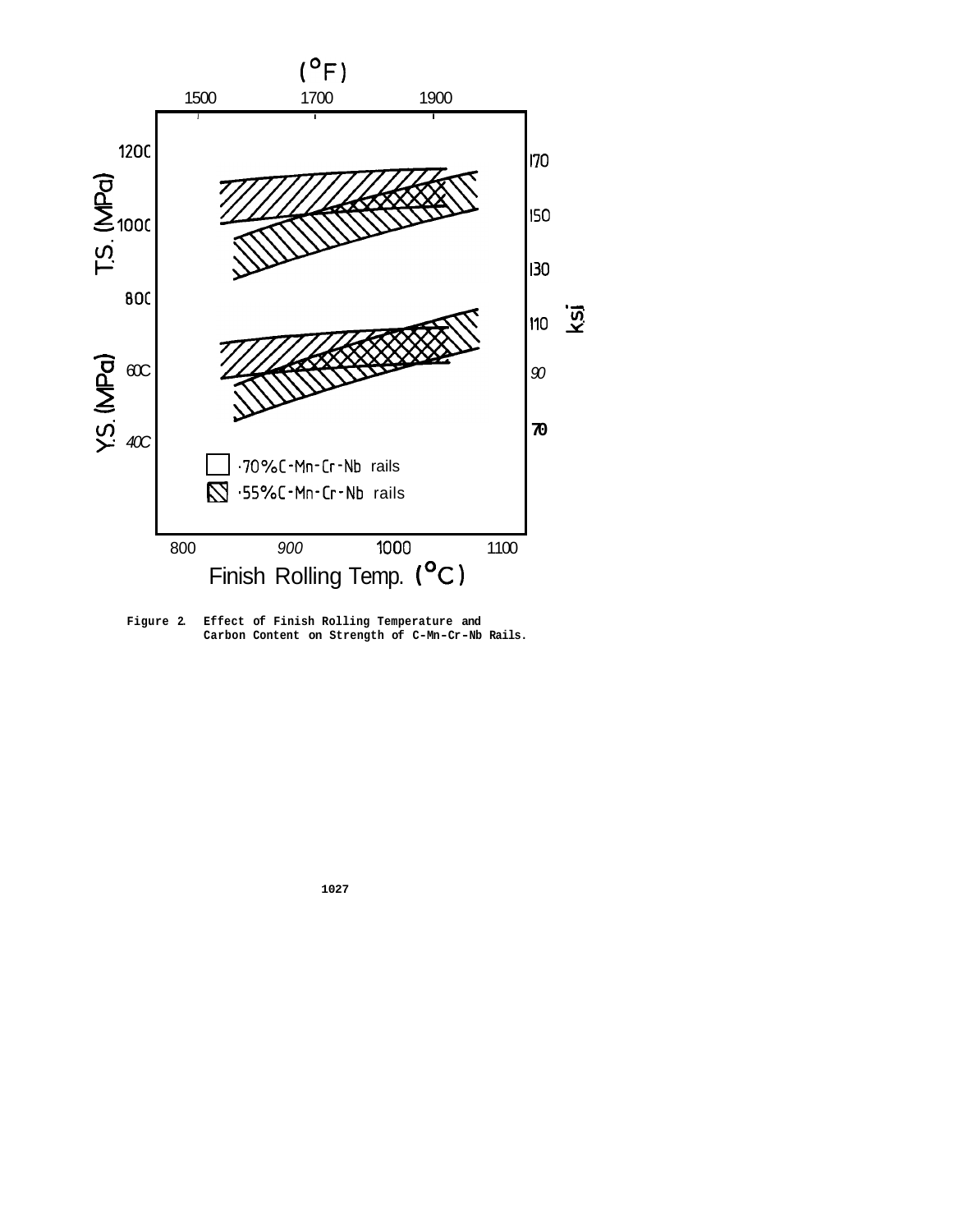Figure 2. Effect of Finish Rolling Temperature and Carbon Content on Strength of C-Mn-Cr-Nb Rails.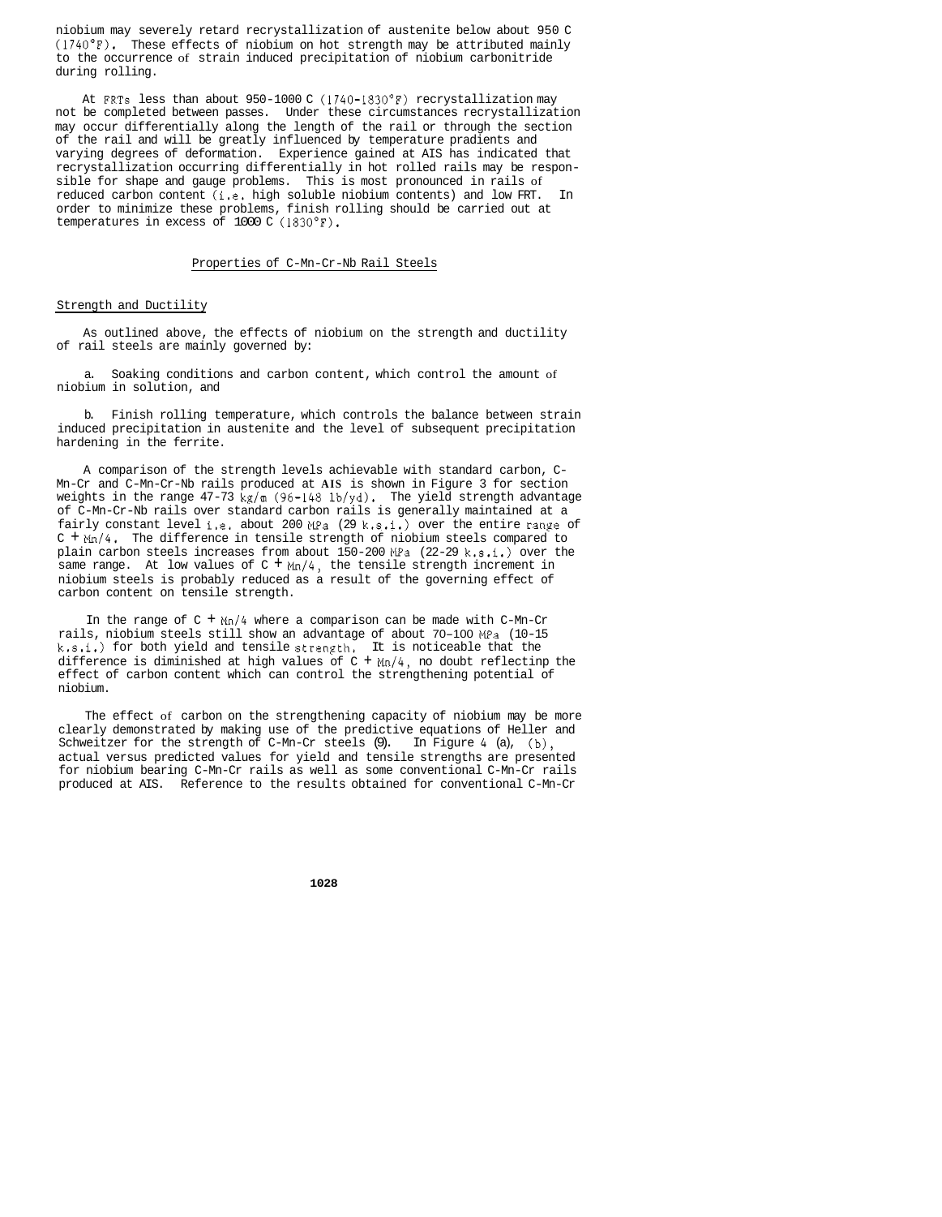niobium may severely retard recrystallization of austenite below about 950 C (1740°F). These effects of niobium on hot strength may be attributed mainly to the occurrence of strain induced precipitation of niobium carbonitride during rolling.

At FRTs less than about 950-1000 C (1740-1830°F) recrystallization may not be completed between passes. Under these circumstances recrystallization may occur differentially along the length of the rail or through the section of the rail and will be greatly influenced by temperature pradients and varying degrees of deformation. Experience gained at AIS has indicated that recrystallization occurring differentially in hot rolled rails may be responsible for shape and gauge problems. This is most pronounced in rails of reduced carbon content (i.e. high soluble niobium contents) and low FRT. In order to minimize these problems, finish rolling should be carried out at temperatures in excess of 1000 C (1830°F).

## Properties of C-Mn-Cr-Nb Rail Steels

### Strength and Ductility

As outlined above, the effects of niobium on the strength and ductility of rail steels are mainly governed by:

a. Soaking conditions and carbon content, which control the amount of niobium in solution, and

b. Finish rolling temperature, which controls the balance between strain induced precipitation in austenite and the level of subsequent precipitation hardening in the ferrite.

A comparison of the strength levels achievable with standard carbon, C-Mn-Cr and C-Mn-Cr-Nb rails produced at **AIS** is shown in Figure 3 for section weights in the range 47-73 kg/m (96-148 lb/yd). The yield strength advantage of C-Mn-Cr-Nb rails over standard carbon rails is generally maintained at a fairly constant level i.e. about 200 MPa (29 k.s.i.) over the entire range of C + Mn/4. The difference in tensile strength of niobium steels compared to plain carbon steels increases from about 150-200 MPa (22-29 k.s.i.) over the same range. At low values of C + Mn/4, the tensile strength increment in niobium steels is probably reduced as a result of the governing effect of carbon content on tensile strength.

In the range of C + Mn/4 where a comparison can be made with C-Mn-Cr rails, niobium steels still show an advantage of about 70–100 MPa (10-15 k.s.i.) for both yield and tensile strength. It is noticeable that the difference is diminished at high values of C + Mn/4, no doubt reflectinp the effect of carbon content which can control the strengthening potential of niobium.

The effect of carbon on the strengthening capacity of niobium may be more clearly demonstrated by making use of the predictive equations of Heller and Schweitzer for the strength of C-Mn-Cr steels (9). In Figure 4 (a), (b), actual versus predicted values for yield and tensile strengths are presented for niobium bearing C-Mn-Cr rails as well as some conventional C-Mn-Cr rails produced at AIS. Reference to the results obtained for conventional C-Mn-Cr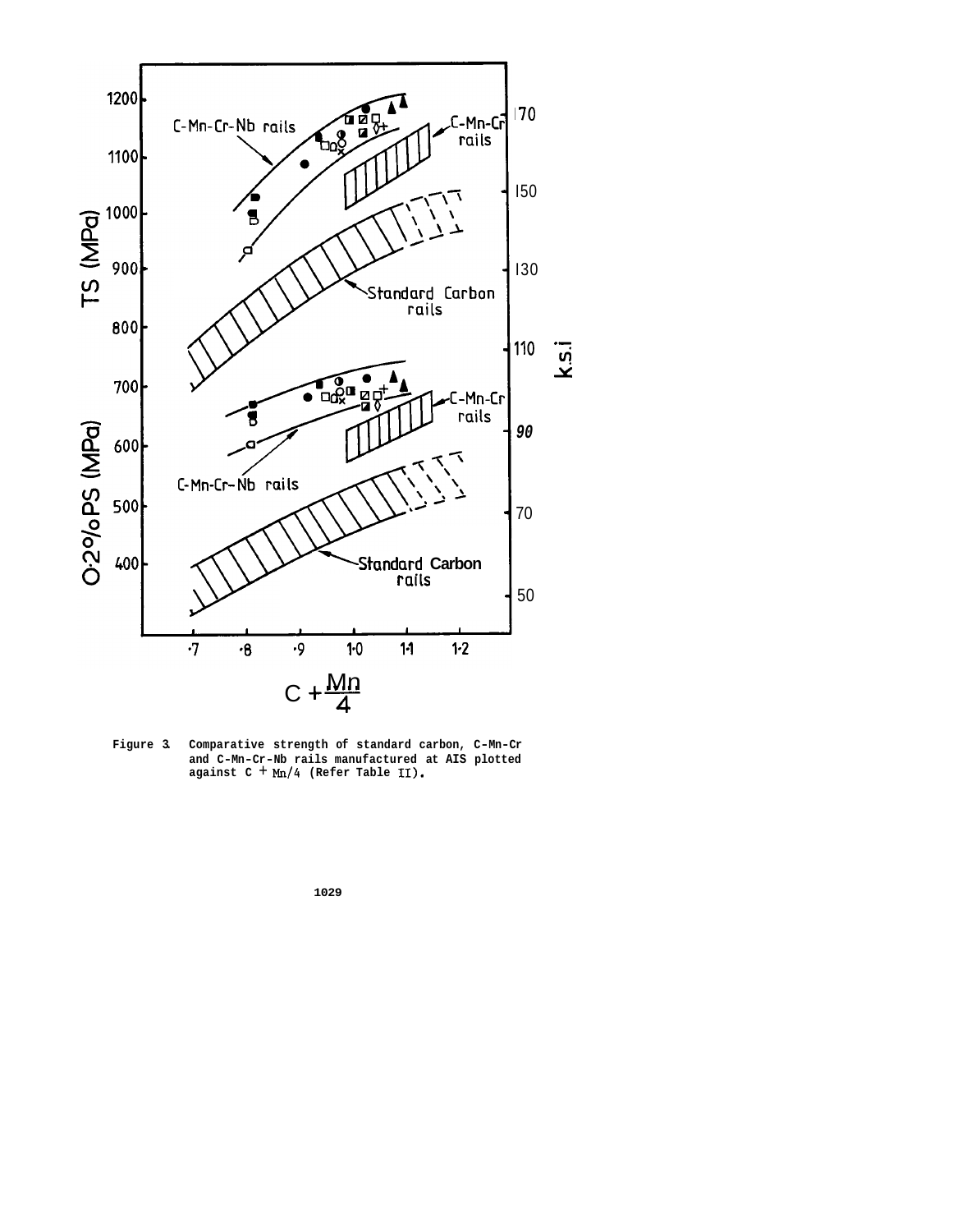Figure 3. Comparative strength of standard carbon, C-Mn-Cr and C-Mn-Cr-Nb rails manufactured at AIS plotted against C + Mn/4 (Refer Table II).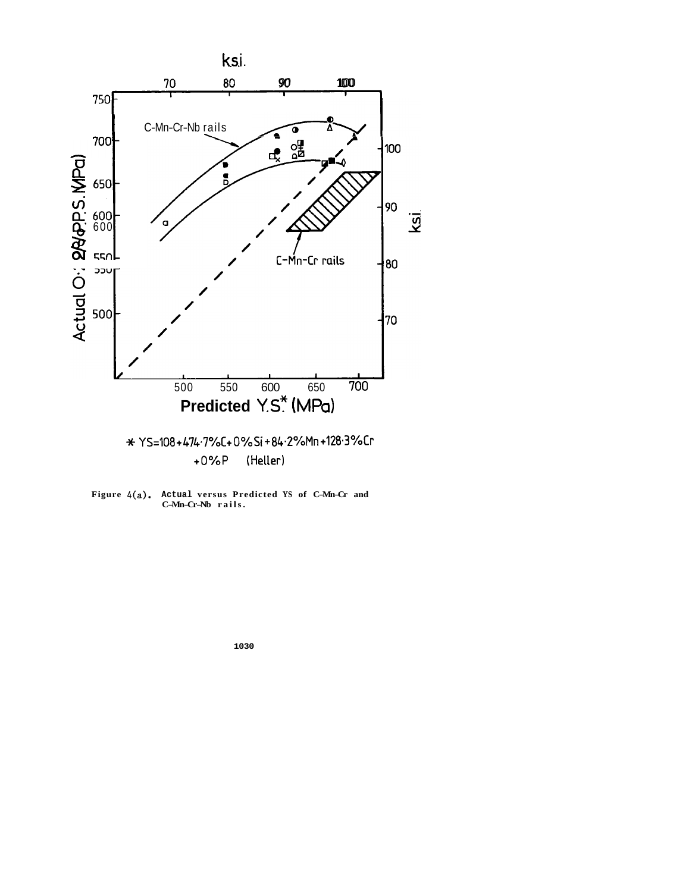$$* \ YS = 108 + 474 \cdot 7\%C + 0\%Si + 84 \cdot 2\%Mn + 128 \cdot 3\%Cr + 0\%P \quad \text{(Heller)}$$

Figure 4(a). Actual versus Predicted YS of C–Mn–Cr and C–Mn–Cr–Nb rails.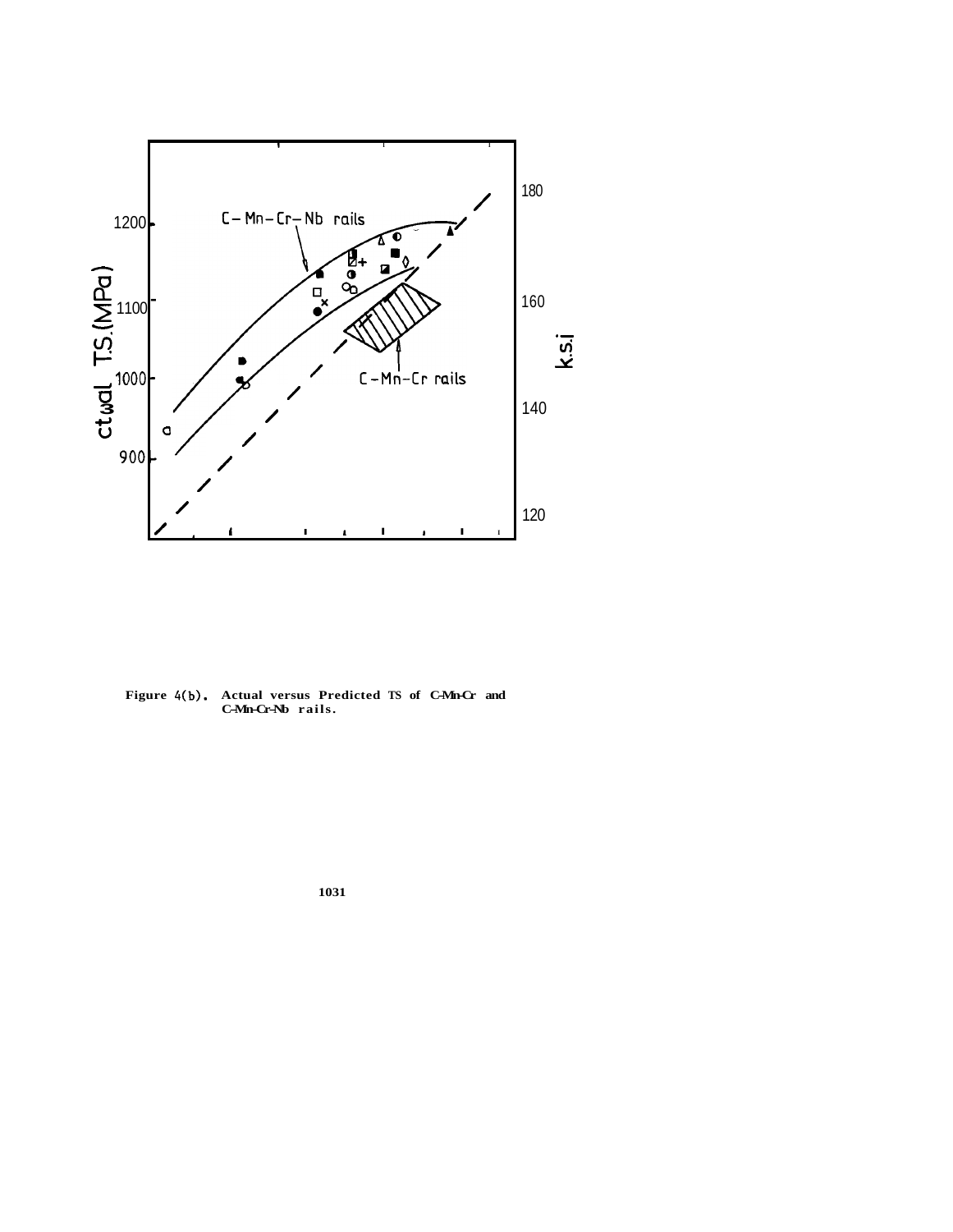Figure 4(b). Actual versus Predicted TS of C-Mn-Cr and C-Mn-Cr-Nb rails.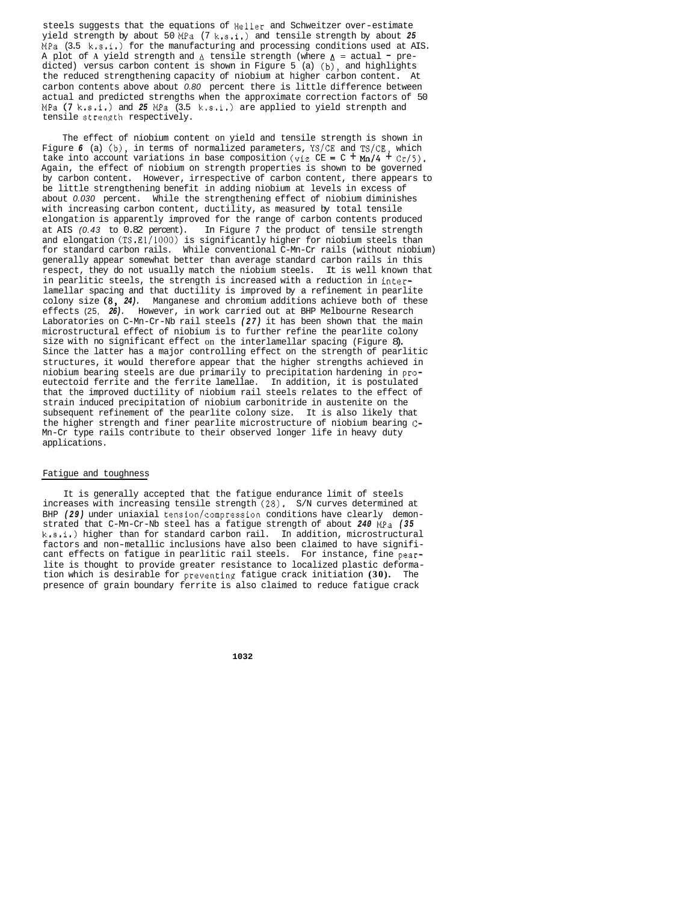steels suggests that the equations of Heller and Schweitzer over-estimate yield strength by about 50 MPa (7 k.s.i.) and tensile strength by about 25 MPa (3.5 k.s.i.) for the manufacturing and processing conditions used at AIS. A plot of Δ yield strength and Δ tensile strength (where Δ = actual - predicted) versus carbon content is shown in Figure 5 (a) (b), and highlights the reduced strengthening capacity of niobium at higher carbon content. At carbon contents above about 0.80 percent there is little difference between actual and predicted strengths when the approximate correction factors of 50 MPa (7 k.s.i.) and 25 MPa (3.5 k.s.i.) are applied to yield strenpth and tensile strength respectively.

The effect of niobium content on yield and tensile strength is shown in Figure 6 (a) (b), in terms of normalized parameters, YS/CE and TS/CE, which take into account variations in base composition (viz CE = C + Mn/4 + Cr/5). Again, the effect of niobium on strength properties is shown to be governed by carbon content. However, irrespective of carbon content, there appears to be little strengthening benefit in adding niobium at levels in excess of about 0.030 percent. While the strengthening effect of niobium diminishes with increasing carbon content, ductility, as measured by total tensile elongation is apparently improved for the range of carbon contents produced at AIS (0.43 to 0.82 percent). In Figure 7 the product of tensile strength and elongation (TS.El/1000) is significantly higher for niobium steels than for standard carbon rails. While conventional C-Mn-Cr rails (without niobium) generally appear somewhat better than average standard carbon rails in this respect, they do not usually match the niobium steels. It is well known that in pearlitic steels, the strength is increased with a reduction in interlamellar spacing and that ductility is improved by a refinement in pearlite colony size (8, 24). Manganese and chromium additions achieve both of these effects (25, 26). However, in work carried out at BHP Melbourne Research Laboratories on C-Mn-Cr-Nb rail steels (27) it has been shown that the main microstructural effect of niobium is to further refine the pearlite colony size with no significant effect on the interlamellar spacing (Figure 8). Since the latter has a major controlling effect on the strength of pearlitic structures, it would therefore appear that the higher strengths achieved in niobium bearing steels are due primarily to precipitation hardening in proeutectoid ferrite and the ferrite lamellae. In addition, it is postulated that the improved ductility of niobium rail steels relates to the effect of strain induced precipitation of niobium carbonitride in austenite on the subsequent refinement of the pearlite colony size. It is also likely that the higher strength and finer pearlite microstructure of niobium bearing C-Mn-Cr type rails contribute to their observed longer life in heavy duty applications.

## Fatigue and toughness

It is generally accepted that the fatigue endurance limit of steels increases with increasing tensile strength (28). S/N curves determined at BHP (29) under uniaxial tension/compression conditions have clearly demonstrated that C-Mn-Cr-Nb steel has a fatigue strength of about 240 MPa (35 k.s.i.) higher than for standard carbon rail. In addition, microstructural factors and non-metallic inclusions have also been claimed to have significant effects on fatigue in pearlitic rail steels. For instance, fine pearlite is thought to provide greater resistance to localized plastic deformation which is desirable for preventing fatigue crack initiation (30). The presence of grain boundary ferrite is also claimed to reduce fatigue crack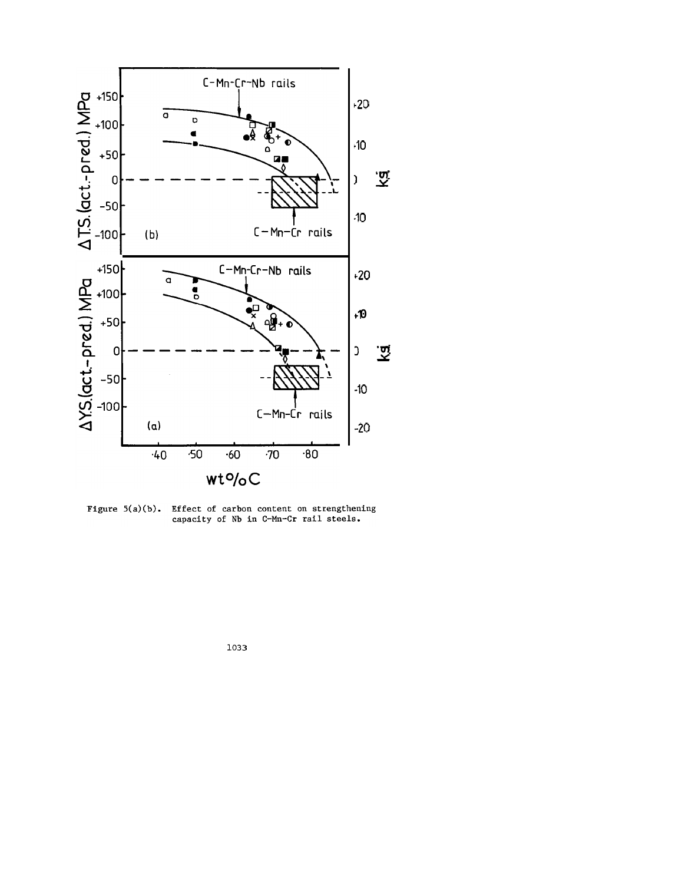Figure 5(a)(b). Effect of carbon content on strengthening capacity of Nb in C-Mn-Cr rail steels.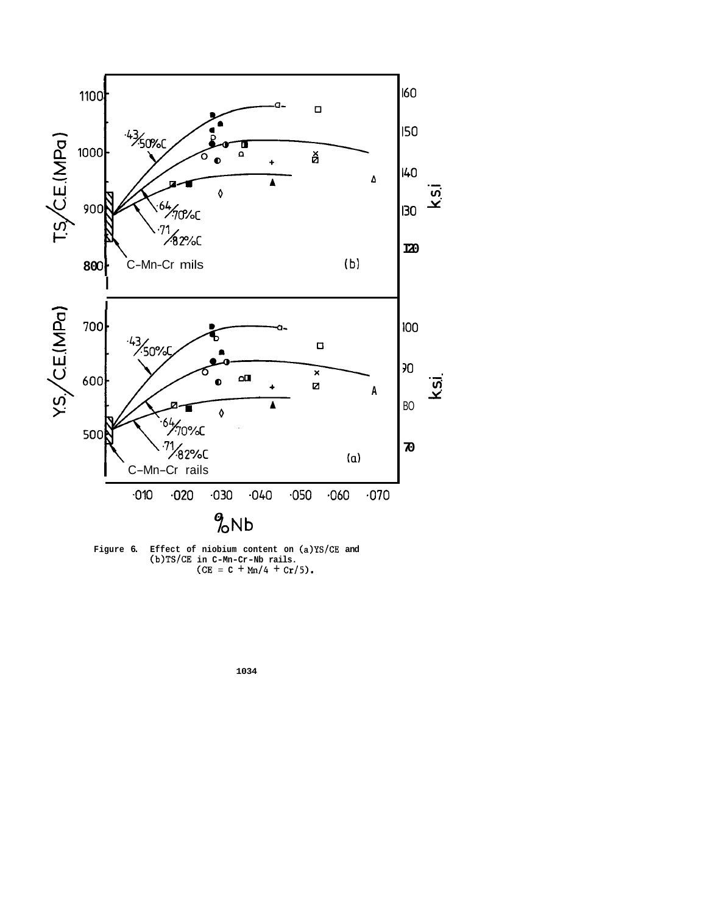Figure 6. Effect of niobium content on (a)YS/CE and (b)TS/CE in C-Mn-Cr-Nb rails. (CE = C + Mn/4 + Cr/5).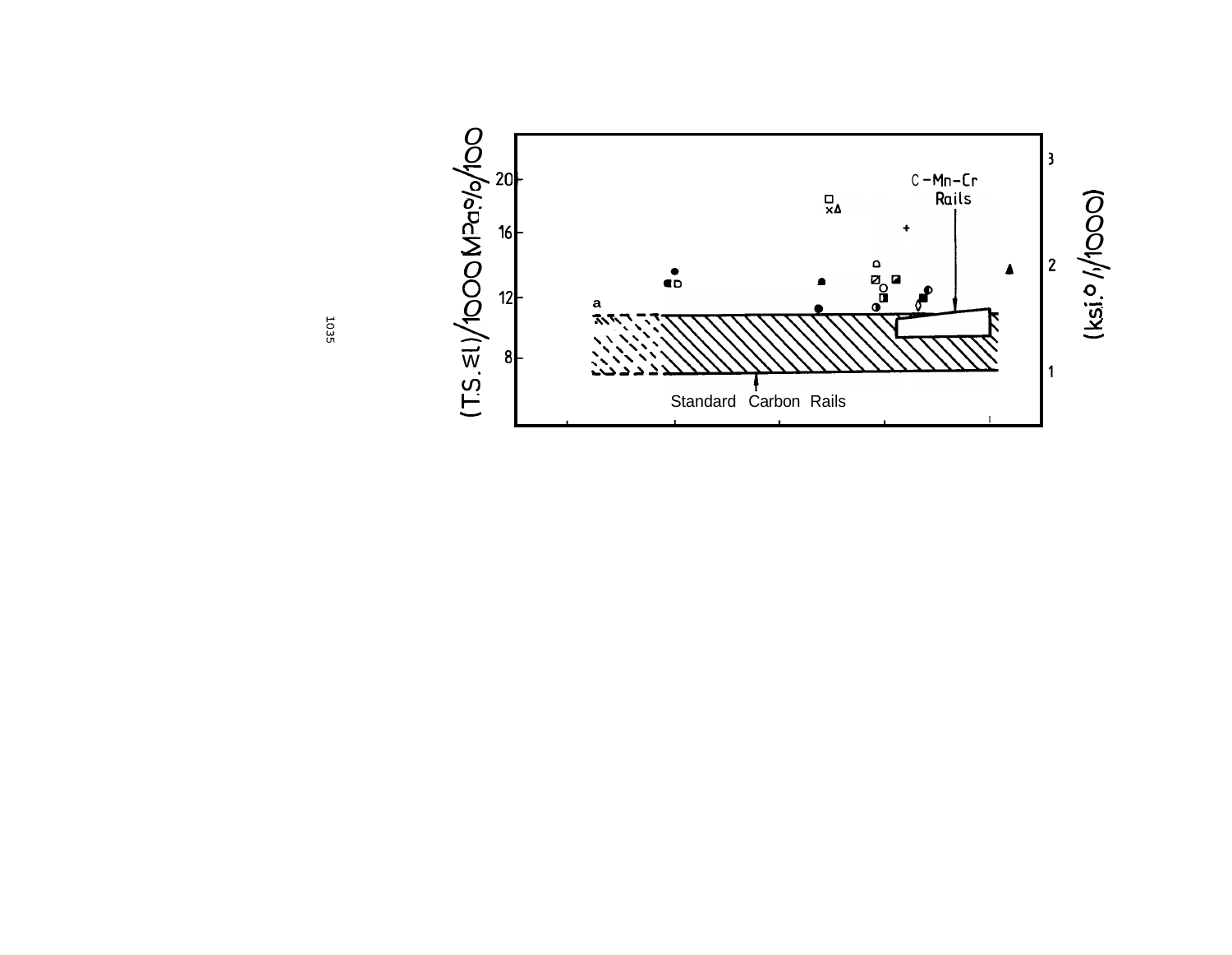(T.S. × El)/1000 MPa%/100

(ksi·%/1000)

20
16
12
8

3
2
1

C-Mn-Cr
Rails

Standard Carbon Rails

a

1035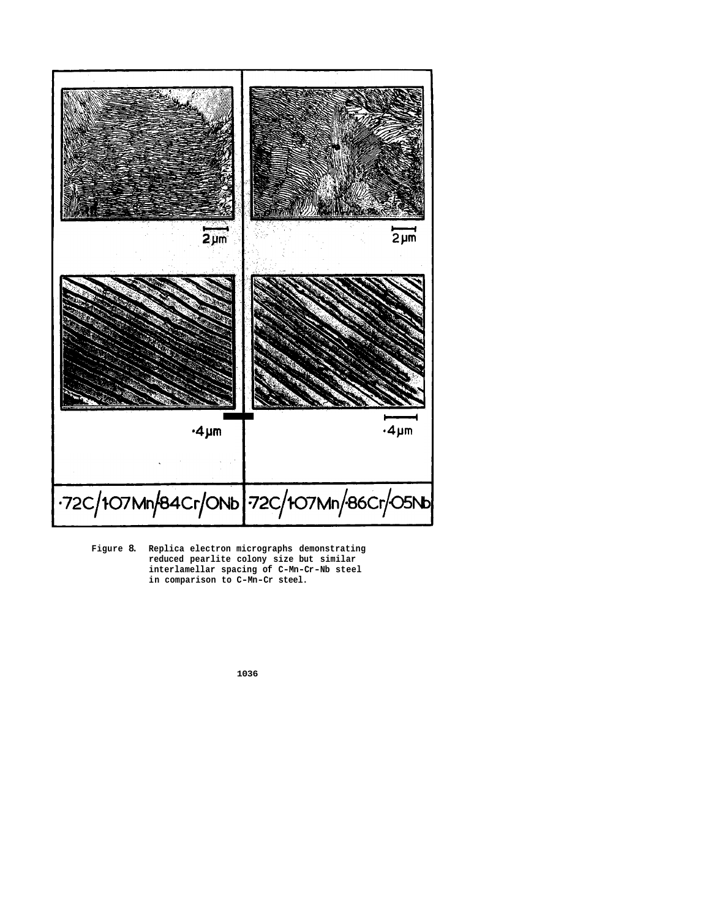Figure 8. Replica electron micrographs demonstrating reduced pearlite colony size but similar interlamellar spacing of C-Mn-Cr-Nb steel in comparison to C-Mn-Cr steel.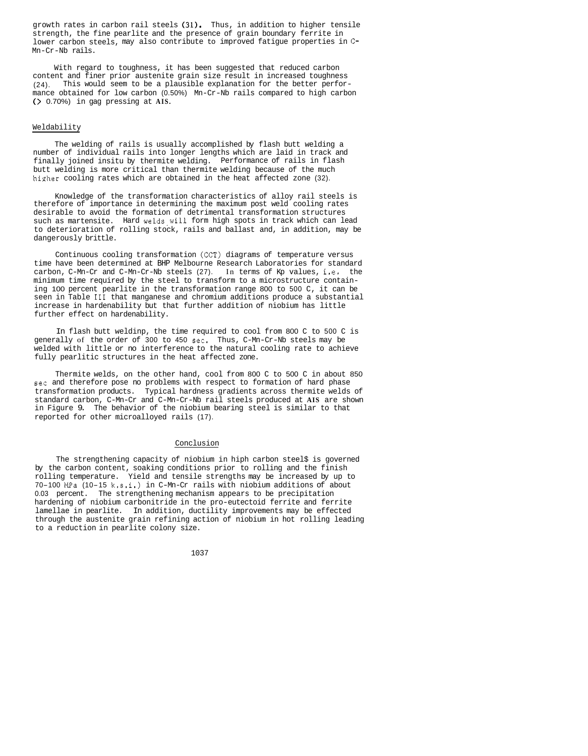growth rates in carbon rail steels (31). Thus, in addition to higher tensile strength, the fine pearlite and the presence of grain boundary ferrite in lower carbon steels, may also contribute to improved fatigue properties in C-Mn-Cr-Nb rails.

With regard to toughness, it has been suggested that reduced carbon content and finer prior austenite grain size result in increased toughness (24). This would seem to be a plausible explanation for the better performance obtained for low carbon (0.50%) Mn-Cr-Nb rails compared to high carbon (> 0.70%) in gag pressing at **AIS**.

## Weldability

The welding of rails is usually accomplished by flash butt welding a number of individual rails into longer lengths which are laid in track and finally joined insitu by thermite welding. Performance of rails in flash butt welding is more critical than thermite welding because of the much higher cooling rates which are obtained in the heat affected zone (32).

Knowledge of the transformation characteristics of alloy rail steels is therefore of importance in determining the maximum post weld cooling rates desirable to avoid the formation of detrimental transformation structures such as martensite. Hard welds will form high spots in track which can lead to deterioration of rolling stock, rails and ballast and, in addition, may be dangerously brittle.

Continuous cooling transformation (CCT) diagrams of temperature versus time have been determined at BHP Melbourne Research Laboratories for standard carbon, C-Mn-Cr and C-Mn-Cr-Nb steels (27). In terms of Kp values, i.e. the minimum time required by the steel to transform to a microstructure containing 100 percent pearlite in the transformation range 800 to 500 C, it can be seen in Table III that manganese and chromium additions produce a substantial increase in hardenability but that further addition of niobium has little further effect on hardenability.

In flash butt weldinp, the time required to cool from 800 C to 500 C is generally of the order of 300 to 450 sec. Thus, C-Mn-Cr-Nb steels may be welded with little or no interference to the natural cooling rate to achieve fully pearlitic structures in the heat affected zone.

Thermite welds, on the other hand, cool from 800 C to 500 C in about 850 sec and therefore pose no problems with respect to formation of hard phase transformation products. Typical hardness gradients across thermite welds of standard carbon, C-Mn-Cr and C-Mn-Cr-Nb rail steels produced at **AIS** are shown in Figure 9. The behavior of the niobium bearing steel is similar to that reported for other microalloyed rails (17).

## Conclusion

The strengthening capacity of niobium in hiph carbon steel$ is governed by the carbon content, soaking conditions prior to rolling and the finish rolling temperature. Yield and tensile strengths may be increased by up to 70–100 MPa (10–15 k.s.i.) in C-Mn-Cr rails with niobium additions of about 0.03 percent. The strengthening mechanism appears to be precipitation hardening of niobium carbonitride in the pro-eutectoid ferrite and ferrite lamellae in pearlite. In addition, ductility improvements may be effected through the austenite grain refining action of niobium in hot rolling leading to a reduction in pearlite colony size.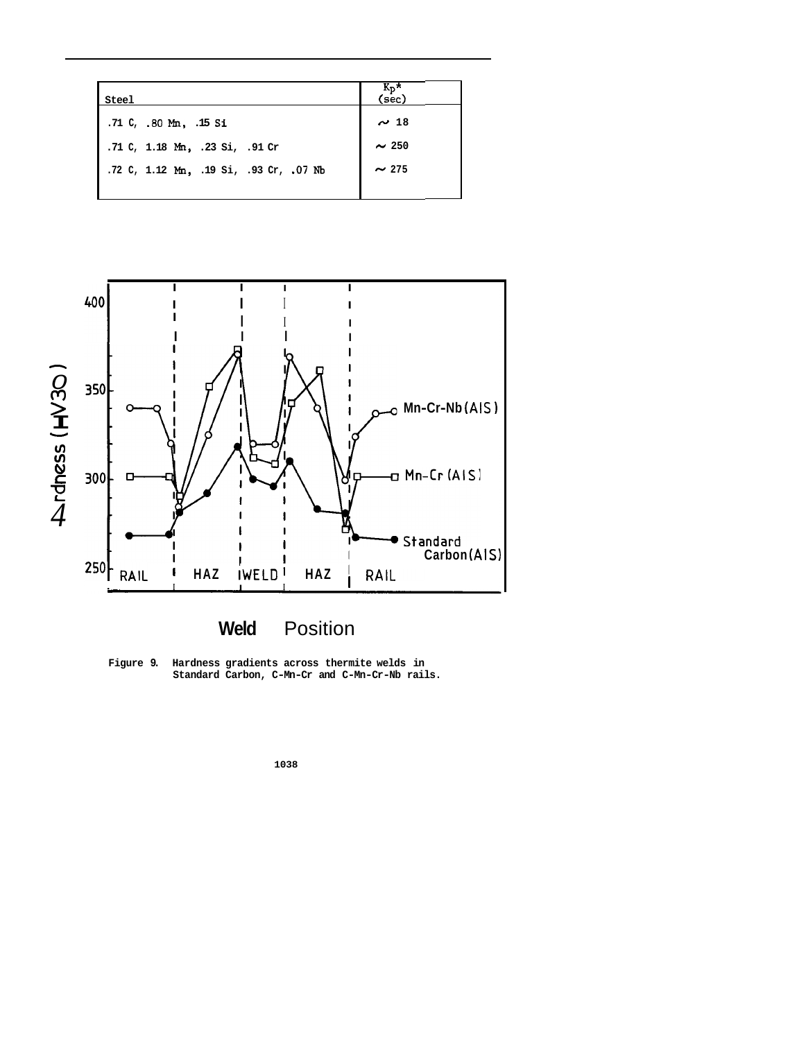| Steel | $K_p$* (sec) |
|---|---|
| .71 C, .80 Mn, .15 Si | ~ 18 |
| .71 C, 1.18 Mn, .23 Si, .91 Cr | ~ 250 |
| .72 C, 1.12 Mn, .19 Si, .93 Cr, .07 Nb | ~ 275 |

Figure 9. Hardness gradients across thermite welds in Standard Carbon, C-Mn-Cr and C-Mn-Cr-Nb rails.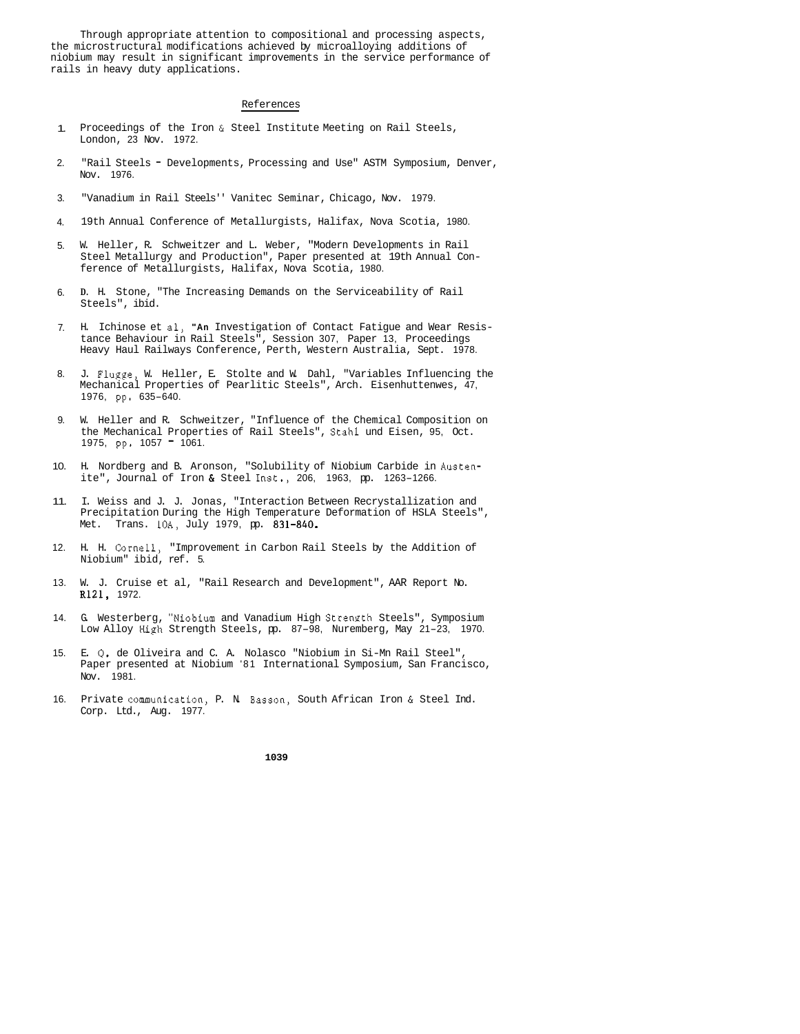Through appropriate attention to compositional and processing aspects, the microstructural modifications achieved by microalloying additions of niobium may result in significant improvements in the service performance of rails in heavy duty applications.

## References

1. Proceedings of the Iron & Steel Institute Meeting on Rail Steels, London, 23 Nov. 1972.

2. "Rail Steels - Developments, Processing and Use" ASTM Symposium, Denver, Nov. 1976.

3. "Vanadium in Rail Steels'' Vanitec Seminar, Chicago, Nov. 1979.

4. 19th Annual Conference of Metallurgists, Halifax, Nova Scotia, 1980.

5. W. Heller, R. Schweitzer and L. Weber, "Modern Developments in Rail Steel Metallurgy and Production", Paper presented at 19th Annual Conference of Metallurgists, Halifax, Nova Scotia, 1980.

6. D. H. Stone, "The Increasing Demands on the Serviceability of Rail Steels", ibid.

7. H. Ichinose et al, "An Investigation of Contact Fatigue and Wear Resistance Behaviour in Rail Steels", Session 307, Paper 13, Proceedings Heavy Haul Railways Conference, Perth, Western Australia, Sept. 1978.

8. J. Flugge, W. Heller, E. Stolte and W. Dahl, "Variables Influencing the Mechanical Properties of Pearlitic Steels", Arch. Eisenhuttenwes, 47, 1976, pp. 635–640.

9. W. Heller and R. Schweitzer, "Influence of the Chemical Composition on the Mechanical Properties of Rail Steels", Stahl und Eisen, 95, Oct. 1975, pp. 1057 - 1061.

10. H. Nordberg and B. Aronson, "Solubility of Niobium Carbide in Austenite", Journal of Iron & Steel Inst., 206, 1963, pp. 1263–1266.

11. I. Weiss and J. J. Jonas, "Interaction Between Recrystallization and Precipitation During the High Temperature Deformation of HSLA Steels", Met. Trans. 10A, July 1979, pp. 831-840.

12. H. H. Cornell, "Improvement in Carbon Rail Steels by the Addition of Niobium" ibid, ref. 5.

13. W. J. Cruise et al, "Rail Research and Development", AAR Report No. R121, 1972.

14. G. Westerberg, "Niobium and Vanadium High Strength Steels", Symposium Low Alloy High Strength Steels, pp. 87–98, Nuremberg, May 21–23, 1970.

15. E. Q. de Oliveira and C. A. Nolasco "Niobium in Si-Mn Rail Steel", Paper presented at Niobium '81 International Symposium, San Francisco, Nov. 1981.

16. Private communication, P. N. Basson, South African Iron & Steel Ind. Corp. Ltd., Aug. 1977.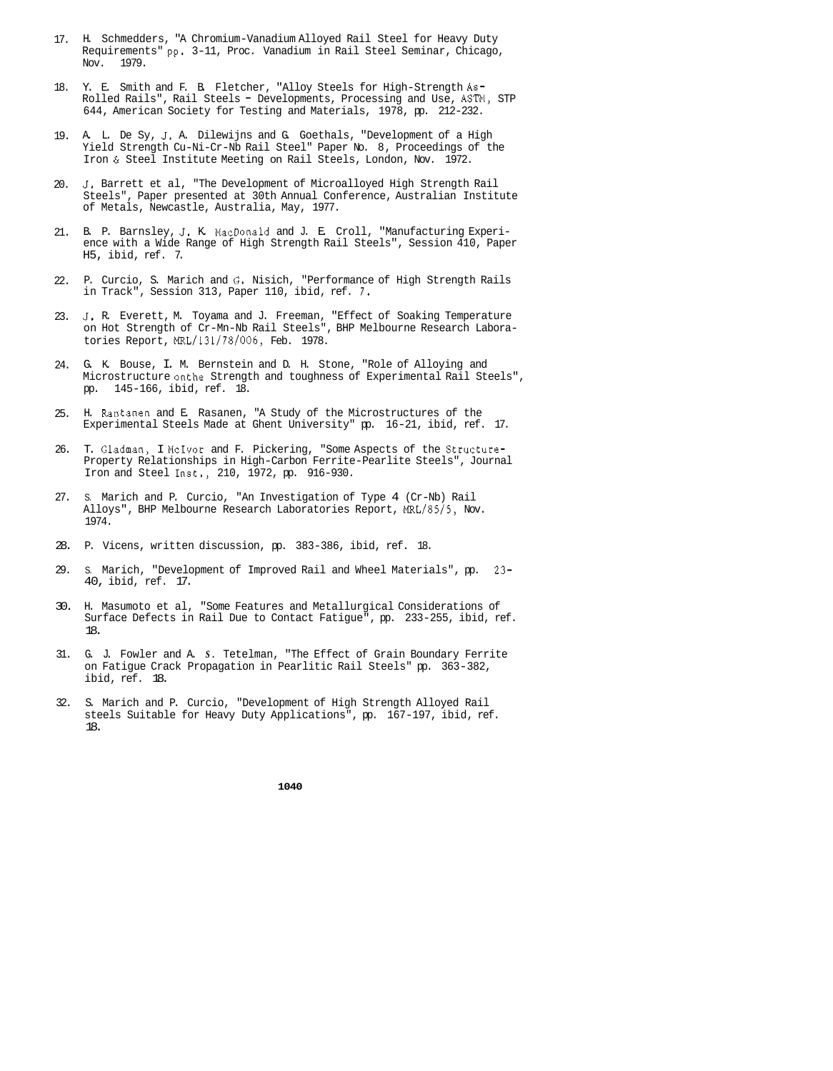17. H. Schmedders, "A Chromium-Vanadium Alloyed Rail Steel for Heavy Duty Requirements" pp. 3-11, Proc. Vanadium in Rail Steel Seminar, Chicago, Nov. 1979.

18. Y. E. Smith and F. B. Fletcher, "Alloy Steels for High-Strength As-Rolled Rails", Rail Steels - Developments, Processing and Use, ASTM, STP 644, American Society for Testing and Materials, 1978, pp. 212-232.

19. A. L. De Sy, J. A. Dilewijns and G. Goethals, "Development of a High Yield Strength Cu-Ni-Cr-Nb Rail Steel" Paper No. 8, Proceedings of the Iron & Steel Institute Meeting on Rail Steels, London, Nov. 1972.

20. J. Barrett et al, "The Development of Microalloyed High Strength Rail Steels", Paper presented at 30th Annual Conference, Australian Institute of Metals, Newcastle, Australia, May, 1977.

21. B. P. Barnsley, J. K. MacDonald and J. E. Croll, "Manufacturing Experience with a Wide Range of High Strength Rail Steels", Session 410, Paper H5, ibid, ref. 7.

22. P. Curcio, S. Marich and G. Nisich, "Performance of High Strength Rails in Track", Session 313, Paper 110, ibid, ref. 7.

23. J. R. Everett, M. Toyama and J. Freeman, "Effect of Soaking Temperature on Hot Strength of Cr-Mn-Nb Rail Steels", BHP Melbourne Research Laboratories Report, MRL/131/78/006, Feb. 1978.

24. G. K. Bouse, I. M. Bernstein and D. H. Stone, "Role of Alloying and Microstructure onthe Strength and toughness of Experimental Rail Steels", pp. 145-166, ibid, ref. 18.

25. H. Rantanen and E. Rasanen, "A Study of the Microstructures of the Experimental Steels Made at Ghent University" pp. 16-21, ibid, ref. 17.

26. T. Gladman, I McIvor and F. Pickering, "Some Aspects of the Structure-Property Relationships in High-Carbon Ferrite-Pearlite Steels", Journal Iron and Steel Inst., 210, 1972, pp. 916-930.

27. S. Marich and P. Curcio, "An Investigation of Type 4 (Cr-Nb) Rail Alloys", BHP Melbourne Research Laboratories Report, MRL/85/5, Nov. 1974.

28. P. Vicens, written discussion, pp. 383-386, ibid, ref. 18.

29. S. Marich, "Development of Improved Rail and Wheel Materials", pp. 23-40, ibid, ref. 17.

30. H. Masumoto et al, "Some Features and Metallurgical Considerations of Surface Defects in Rail Due to Contact Fatigue", pp. 233-255, ibid, ref. 18.

31. G. J. Fowler and A. S. Tetelman, "The Effect of Grain Boundary Ferrite on Fatigue Crack Propagation in Pearlitic Rail Steels" pp. 363-382, ibid, ref. 18.

32. S. Marich and P. Curcio, "Development of High Strength Alloyed Rail steels Suitable for Heavy Duty Applications", pp. 167-197, ibid, ref. 18.